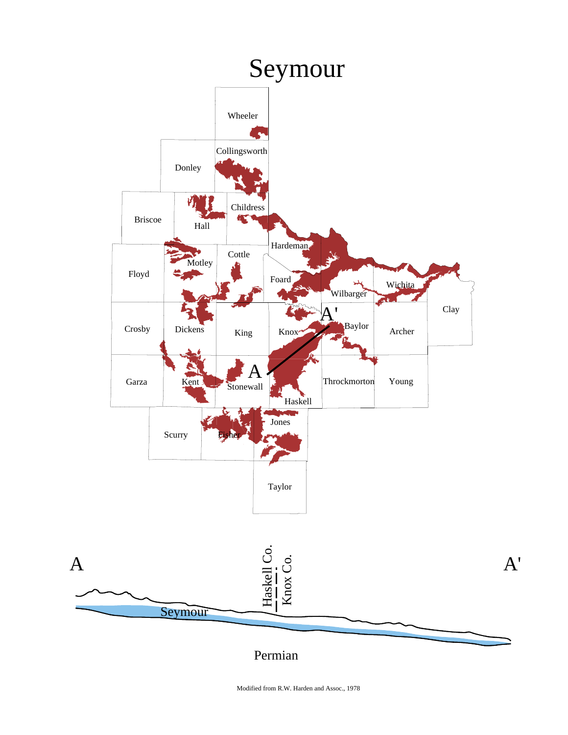# Seymour

Wheeler

Collingsworth

Donley

Childress

Briscoe

Hall

Hardeman

Cottle

Motley

Floyd

Foard

Wichita

Wilbarger

Clay

A'

Crosby

Dickens

King

Knox

Baylor

Archer

A

Garza

Kent

Stonewall

Throckmorton

Young

Haskell

Jones

Scurry

Fisher

Taylor

A

A'

Haskell Co.

Knox Co.

Seymour

Permian

Modified from R.W. Harden and Assoc., 1978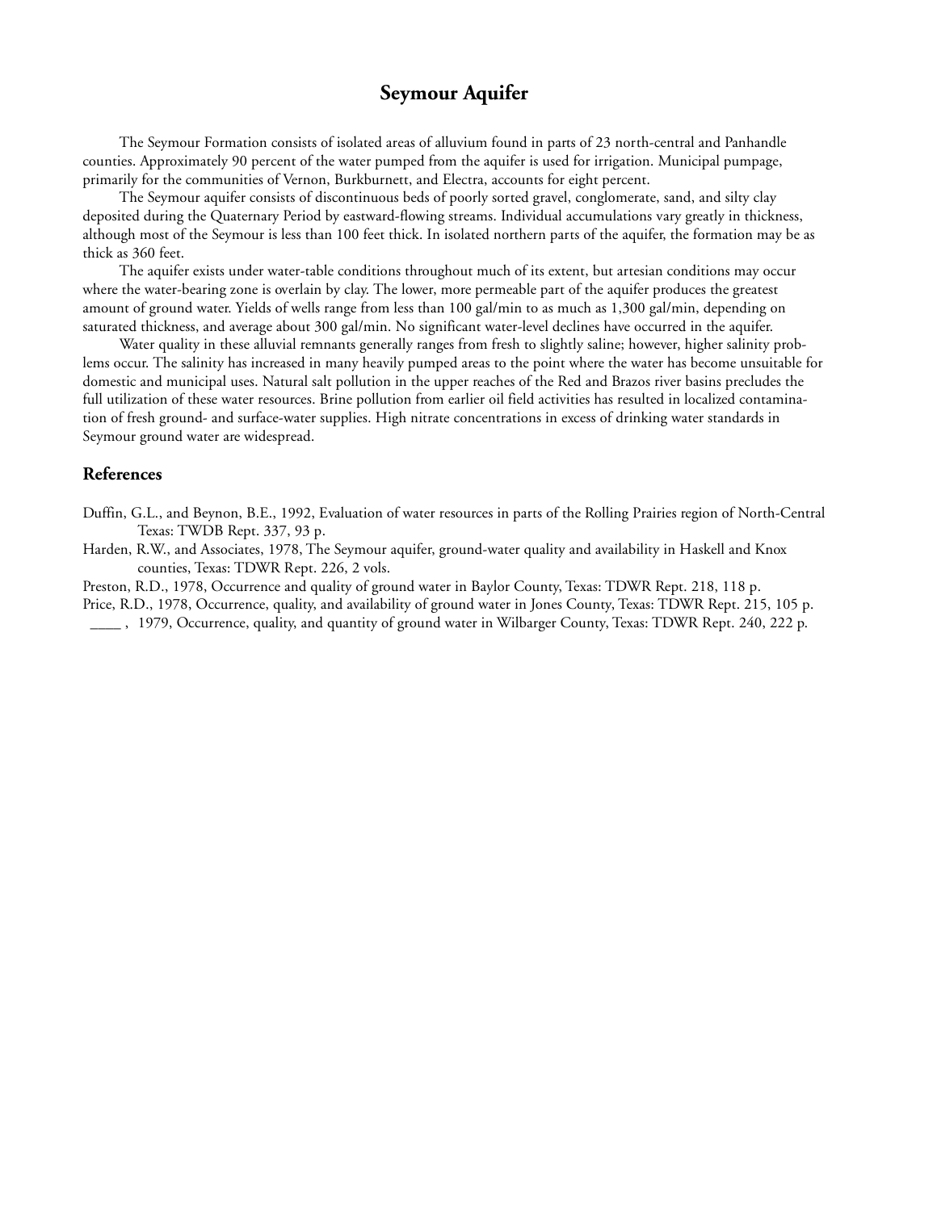# Seymour Aquifer

The Seymour Formation consists of isolated areas of alluvium found in parts of 23 north-central and Panhandle counties. Approximately 90 percent of the water pumped from the aquifer is used for irrigation. Municipal pumpage, primarily for the communities of Vernon, Burkburnett, and Electra, accounts for eight percent.

The Seymour aquifer consists of discontinuous beds of poorly sorted gravel, conglomerate, sand, and silty clay deposited during the Quaternary Period by eastward-flowing streams. Individual accumulations vary greatly in thickness, although most of the Seymour is less than 100 feet thick. In isolated northern parts of the aquifer, the formation may be as thick as 360 feet.

The aquifer exists under water-table conditions throughout much of its extent, but artesian conditions may occur where the water-bearing zone is overlain by clay. The lower, more permeable part of the aquifer produces the greatest amount of ground water. Yields of wells range from less than 100 gal/min to as much as 1,300 gal/min, depending on saturated thickness, and average about 300 gal/min. No significant water-level declines have occurred in the aquifer.

Water quality in these alluvial remnants generally ranges from fresh to slightly saline; however, higher salinity problems occur. The salinity has increased in many heavily pumped areas to the point where the water has become unsuitable for domestic and municipal uses. Natural salt pollution in the upper reaches of the Red and Brazos river basins precludes the full utilization of these water resources. Brine pollution from earlier oil field activities has resulted in localized contamination of fresh ground- and surface-water supplies. High nitrate concentrations in excess of drinking water standards in Seymour ground water are widespread.

## References

Duffin, G.L., and Beynon, B.E., 1992, Evaluation of water resources in parts of the Rolling Prairies region of North-Central Texas: TWDB Rept. 337, 93 p.

Harden, R.W., and Associates, 1978, The Seymour aquifer, ground-water quality and availability in Haskell and Knox counties, Texas: TDWR Rept. 226, 2 vols.

Preston, R.D., 1978, Occurrence and quality of ground water in Baylor County, Texas: TDWR Rept. 218, 118 p.

Price, R.D., 1978, Occurrence, quality, and availability of ground water in Jones County, Texas: TDWR Rept. 215, 105 p.

____ , 1979, Occurrence, quality, and quantity of ground water in Wilbarger County, Texas: TDWR Rept. 240, 222 p.